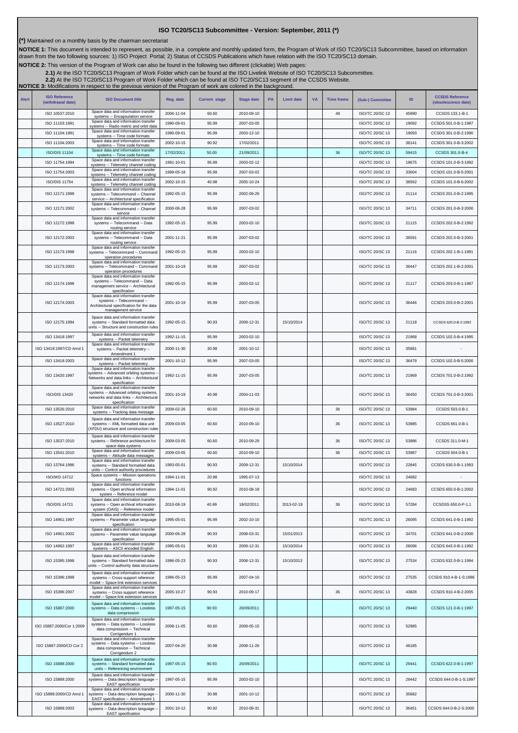# ISO TC20/SC13 Subcommittee - Version: September, 2011 (*)

**(*)** Maintained on a monthly basis by the chairman secretariat

**NOTICE 1:** This document is intended to represent, as possible, in a complete and monthly updated form, the Program of Work of ISO TC20/SC13 Subcommittee, based on information drawn from the two following sources: 1) ISO Project Portal; 2) Status of CCSDS Publications which have relation with the ISO TC20/SC13 domain.

**NOTICE 2:** This version of the Program of Work can also be found in the following two different (clickable) Web pages:

**2.1)** At the ISO TC20/SC13 Program of Work Folder which can be found at the ISO Livelink Website of ISO TC20/SC13 Subcommittee.

**2.2)** At the ISO TC20/SC13 Program of Work Folder which can be found at ISO TC20/SC13 segment of the CCSDS Website.

**NOTICE 3:** Modifications in respect to the previous version of the Program of work are colored in the background.

| Alert | ISO Reference (withdrawal date) | ISO Document title | Reg. date | Current stage | Stage date | PA | Limit date | VA | Time frame | (Sub-) Committee | ID | CCSDS Reference (obsolescence date) |
|---|---|---|---|---|---|---|---|---|---|---|---|---|
| | ISO 10537:2010 | Space data and information transfer systems -- Encapsulation service | 2006-11-04 | 60.60 | 2010-09-10 | | | | 48 | ISO/TC 20/SC 13 | 45990 | CCSDS 133.1-B-1 |
| | ISO 11103:1991 | Space data and information transfer systems -- Radio metric and orbit data | 1990-09-01 | 95.99 | 2007-03-05 | | | | | ISO/TC 20/SC 13 | 19092 | CCSDS 501.0-B-1:1987 |
| | ISO 11104:1991 | Space data and information transfer systems -- Time code formats | 1990-09-01 | 95.99 | 2003-12-10 | | | | | ISO/TC 20/SC 13 | 19093 | CCSDS 301.0-B-2:1990 |
| | ISO 11104:2003 | Space data and information transfer systems -- Time code formats | 2002-10-15 | 90.92 | 17/02/2011 | | | | | ISO/TC 20/SC 13 | 38141 | CCSDS 301.0-B-3:2002 |
| | ISO/DIS 11104 | Space data and information transfer systems -- Time code formats | 17/02/2011 | 50.00 | 21/09/2011 | | | | 36 | ISO/TC 20/SC 13 | 59415 | CCSDS 301.0-B-4 |
| | ISO 11754:1994 | Space data and information transfer systems -- Telemetry channel coding | 1991-10-01 | 95.99 | 2003-02-12 | | | | | ISO/TC 20/SC 13 | 19675 | CCSDS 101.0-B-3:1992 |
| | ISO 11754:2003 | Space data and information transfer systems -- Telemetry channel coding | 1999-05-18 | 95.99 | 2007-03-02 | | | | | ISO/TC 20/SC 13 | 33004 | CCSDS 101.0-B-5:2001 |
| | ISO/DIS 11754 | Space data and information transfer systems -- Telemetry channel coding | 2002-10-15 | 40.98 | 2005-10-24 | | | | | ISO/TC 20/SC 13 | 38562 | CCSDS 101.0-B-6:2002 |
| | ISO 12171:1998 | Space data and information transfer systems -- Telecommand -- Channel service -- Architectural specification | 1992-05-15 | 95.99 | 2002-09-26 | | | | | ISO/TC 20/SC 13 | 21114 | CCSDS 201.0-B-2:1995 |
| | ISO 12171:2002 | Space data and information transfer systems -- Telecommand -- Channel service | 2000-06-28 | 95.99 | 2007-03-02 | | | | | ISO/TC 20/SC 13 | 34711 | CCSDS 201.0-B-3:2000 |
| | ISO 12172:1998 | Space data and information transfer systems -- Telecommand -- Data routing service | 1992-05-15 | 95.99 | 2003-02-10 | | | | | ISO/TC 20/SC 13 | 21115 | CCSDS 202.0-B-2:1992 |
| | ISO 12172:2003 | Space data and information transfer systems -- Telecommand -- Data routing service | 2001-11-21 | 95.99 | 2007-03-02 | | | | | ISO/TC 20/SC 13 | 36591 | CCSDS 202.0-B-3:2001 |
| | ISO 12173:1998 | Space data and information transfer systems -- Telecommand -- Command operation procedures | 1992-05-15 | 95.99 | 2003-02-10 | | | | | ISO/TC 20/SC 13 | 21116 | CCSDS 202.1-B-1:1991 |
| | ISO 12173:2003 | Space data and information transfer systems -- Telecommand -- Command operation procedures | 2001-10-19 | 95.99 | 2007-03-02 | | | | | ISO/TC 20/SC 13 | 36447 | CCSDS 202.1-B-2:2001 |
| | ISO 12174:1998 | Space data and information transfer systems -- Telecommand -- Data management service -- Architectural specification | 1992-05-15 | 95.99 | 2003-02-12 | | | | | ISO/TC 20/SC 13 | 21117 | CCSDS 203.0-B-1:1987 |
| | ISO 12174:2003 | Space data and information transfer systems -- Telecommand -- Architectural specification for the data management service | 2001-10-19 | 95.99 | 2007-03-05 | | | | | ISO/TC 20/SC 13 | 36446 | CCSDS 203.0-B-2:2001 |
| | ISO 12175:1994 | Space data and information transfer systems -- Standard formatted data units -- Structure and construction rules | 1992-05-15 | 90.93 | 2009-12-31 | | 15/10/2014 | | | ISO/TC 20/SC 13 | 21118 | CCSDS 620.0-B-2:1992 |
| | ISO 13419:1997 | Space data and information transfer systems -- Packet telemetry | 1992-11-15 | 95.99 | 2003-02-10 | | | | | ISO/TC 20/SC 13 | 21968 | CCSDS 102.0-B-4:1995 |
| | ISO 13419:1997/CD Amd 1 | Space data and information transfer systems -- Packet telemetry -- Amendment 1 | 2000-11-30 | 30.98 | 2001-10-12 | | | | | ISO/TC 20/SC 13 | 35681 | - |
| | ISO 13419:2003 | Space data and information transfer systems -- Packet telemetry | 2001-10-12 | 95.99 | 2007-03-05 | | | | | ISO/TC 20/SC 13 | 36479 | CCSDS 102.0-B-5:2000 |
| | ISO 13420:1997 | Space data and information transfer systems -- Advanced orbiting systems -- Networks and data links -- Architectural specification | 1992-11-15 | 95.99 | 2007-03-05 | | | | | ISO/TC 20/SC 13 | 21969 | CCSDS 701.0-B-2:1992 |
| | ISO/DIS 13420 | Space data and information transfer systems -- Advanced orbiting systems, networks and data links -- Architectural specification | 2001-10-19 | 40.98 | 2004-11-03 | | | | | ISO/TC 20/SC 13 | 36450 | CCSDS 701.0-B-3:2001 |
| | ISO 13526:2010 | Space data and information transfer systems -- Tracking data message | 2009-02-26 | 60.60 | 2010-09-10 | | | | 36 | ISO/TC 20/SC 13 | 53984 | CCSDS 503.0-B-1 |
| | ISO 13527:2010 | Space data and information transfer systems -- XML formatted data unit (XFDU) structure and construction rules | 2009-03-05 | 60.60 | 2010-09-10 | | | | 36 | ISO/TC 20/SC 13 | 53985 | CCSDS 661.0-B-1 |
| | ISO 13537:2010 | Space data and information transfer systems -- Reference architecture for space data systems | 2009-03-05 | 60.60 | 2010-09-29 | | | | 36 | ISO/TC 20/SC 13 | 53986 | CCSDS 311.0-M-1 |
| | ISO 13541:2010 | Space data and information transfer systems -- Attitude data messages | 2009-03-05 | 60.60 | 2010-09-10 | | | | 36 | ISO/TC 20/SC 13 | 53987 | CCSDS 504.0-B-1 |
| | ISO 13764:1996 | Space data and information transfer systems -- Standard formatted data units -- Control authority procedures | 1993-05-01 | 90.93 | 2009-12-31 | | 15/10/2014 | | | ISO/TC 20/SC 13 | 22845 | CCSDS 630.0-B-1:1993 |
| | ISO/WD 14712 | Space systems -- Mission operations functions | 1994-11-01 | 20.98 | 1995-07-13 | | | | | ISO/TC 20/SC 13 | 24682 | - |
| | ISO 14721:2003 | Space data and information transfer systems -- Open archival information system -- Reference model | 1994-11-01 | 90.92 | 2010-08-18 | | | | | ISO/TC 20/SC 13 | 24683 | CCSDS 650.0-B-1:2002 |
| | ISO/DIS 14721 | Space data and information transfer systems -- Open archival information system (OAIS) -- Reference model | 2010-08-19 | 40.99 | 18/02/2011 | | 2013-02-19 | | 36 | ISO/TC 20/SC 13 | 57284 | CCSDSS 650.0-P-1.1 |
| | ISO 14961:1997 | Space data and information transfer systems -- Parameter value language specification | 1995-05-01 | 95.99 | 2002-10-10 | | | | | ISO/TC 20/SC 13 | 26095 | CCSDS 641.0-B-1:1992 |
| | ISO 14961:2002 | Space data and information transfer systems -- Parameter value language specification | 2000-06-28 | 90.93 | 2008-03-31 | | 15/01/2013 | | | ISO/TC 20/SC 13 | 34701 | CCSDS 641.0-B-2:2000 |
| | ISO 14962:1997 | Space data and information transfer systems -- ASCII encoded English | 1995-05-01 | 90.93 | 2009-12-31 | | 15/10/2014 | | | ISO/TC 20/SC 13 | 26096 | CCSDS 643.0-B-1:1992 |
| | ISO 15395:1998 | Space data and information transfer systems -- Standard formatted data units -- Control authority data structures | 1996-05-23 | 90.93 | 2008-12-31 | | 15/10/2013 | | | ISO/TC 20/SC 13 | 27534 | CCSDS 632.0-B-1:1994 |
| | ISO 15396:1998 | Space data and information transfer systems -- Cross support reference model -- Space link extension services | 1996-05-23 | 95.99 | 2007-04-16 | | | | | ISO/TC 20/SC 13 | 27535 | CCSDS 910.4-B-1-S:1996 |
| | ISO 15396:2007 | Space data and information transfer systems -- Cross support reference model -- Space link extension services | 2005-10-27 | 90.93 | 2010-09-17 | | | | 36 | ISO/TC 20/SC 13 | 43828 | CCSDS 910.4-B-2:2005 |
| | ISO 15887:2000 | Space data and information transfer systems -- Data systems -- Lossless data compression | 1997-05-15 | 90.93 | 20/09/2011 | | | | | ISO/TC 20/SC 13 | 29440 | CCSDS 121.0-B-1:1997 |
| | ISO 15887:2000/Cor 1:2009 | Space data and information transfer systems -- Data systems -- Lossless data compression -- Technical Corrigendum 1 | 2008-11-05 | 60.60 | 2009-05-15 | | | | | ISO/TC 20/SC 13 | 52985 | |
| | ISO 15887:2000/CD Cor 2 | Space data and information transfer systems -- Data systems -- Lossless data compression -- Technical Corrigendum 2 | 2007-04-20 | 30.98 | 2008-11-26 | | | | | ISO/TC 20/SC 13 | 46185 | |
| | ISO 15888:2000 | Space data and information transfer systems -- Standard formatted data units -- Referencing environment | 1997-05-15 | 90.93 | 20/09/2011 | | | | | ISO/TC 20/SC 13 | 29441 | CCSDS 622.0-B-1:1997 |
| | ISO 15889:2000 | Space data and information transfer systems -- Data description language -- EAST specification | 1997-05-15 | 95.99 | 2003-02-10 | | | | | ISO/TC 20/SC 13 | 29442 | CCSDS 644.0-B-1-S:1997 |
| | ISO 15889:2000/CD Amd 1 | Space data and information transfer systems -- Data description language -- EAST specification -- Amendment 1 | 2000-11-30 | 30.98 | 2001-10-12 | | | | | ISO/TC 20/SC 13 | 35682 | |
| | ISO 15889:2003 | Space data and information transfer systems -- Data description language -- EAST specification | 2001-10-12 | 90.92 | 2010-08-31 | | | | | ISO/TC 20/SC 13 | 36451 | CCSDS 644.0-B-2-S:2000 |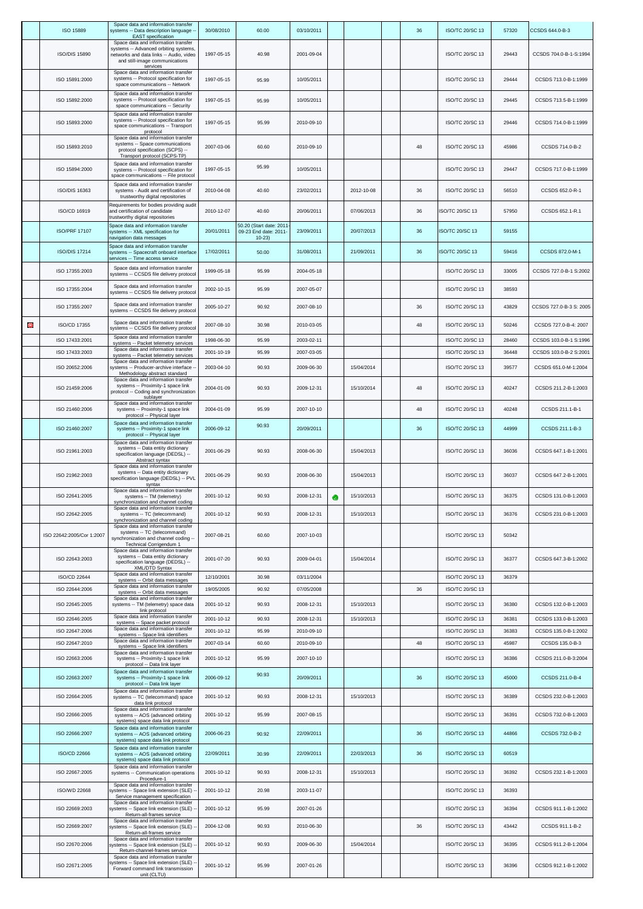|  | ISO 15889 | Space data and information transfer systems -- Data description language -- EAST specification | 30/08/2010 | 60.00 | 03/10/2011 |  |  |  | 36 | ISO/TC 20/SC 13 | 57320 | CCSDS 644.0-B-3 |
|---|---|---|---|---|---|---|---|---|---|---|---|---|
|  | ISO/DIS 15890 | Space data and information transfer systems -- Advanced orbiting systems, networks and data links -- Audio, video and still-image communications services | 1997-05-15 | 40.98 | 2001-09-04 |  |  |  |  | ISO/TC 20/SC 13 | 29443 | CCSDS 704.0-B-1-S:1994 |
|  | ISO 15891:2000 | Space data and information transfer systems -- Protocol specification for space communications -- Network | 1997-05-15 | 95.99 | 10/05/2011 |  |  |  |  | ISO/TC 20/SC 13 | 29444 | CCSDS 713.0-B-1:1999 |
|  | ISO 15892:2000 | Space data and information transfer systems -- Protocol specification for space communications -- Security | 1997-05-15 | 95.99 | 10/05/2011 |  |  |  |  | ISO/TC 20/SC 13 | 29445 | CCSDS 713.5-B-1:1999 |
|  | ISO 15893:2000 | Space data and information transfer systems -- Protocol specification for space communications -- Transport protocol | 1997-05-15 | 95.99 | 2010-09-10 |  |  |  |  | ISO/TC 20/SC 13 | 29446 | CCSDS 714.0-B-1:1999 |
|  | ISO 15893:2010 | Space data and information transfer systems -- Space communications protocol specification (SCPS) -- Transport protocol (SCPS-TP) | 2007-03-06 | 60.60 | 2010-09-10 |  |  |  | 48 | ISO/TC 20/SC 13 | 45986 | CCSDS 714.0-B-2 |
|  | ISO 15894:2000 | Space data and information transfer systems -- Protocol specification for space communications -- File protocol | 1997-05-15 | 95.99 | 10/05/2011 |  |  |  |  | ISO/TC 20/SC 13 | 29447 | CCSDS 717.0-B-1:1999 |
|  | ISO/DIS 16363 | Space data and information transfer systems - Audit and certification of trustworthy digital repositories | 2010-04-08 | 40.60 | 23/02/2011 |  | 2012-10-08 |  | 36 | ISO/TC 20/SC 13 | 56510 | CCSDS 652.0-R-1 |
|  | ISO/CD 16919 | Requirements for bodies providing audit and certification of candidate trustworthy digital repositories | 2010-12-07 | 40.60 | 20/06/2011 |  | 07/06/2013 |  | 36 | ISO/TC 20/SC 13 | 57950 | CCSDS 652.1-R.1 |
|  | ISO/PRF 17107 | Space data and information transfer systems -- XML specification for navigation data messages | 20/01/2011 | 50.20 (Start date: 2011-09-23 End date: 2011-10-23) | 23/09/2011 |  | 20/07/2013 |  | 36 | ISO/TC 20/SC 13 | 59155 |  |
|  | ISO/DIS 17214 | Space data and information transfer systems -- Spacecraft onboard interface services -- Time access service | 17/02/2011 | 50.00 | 31/08/2011 |  | 21/09/2011 |  | 36 | ISO/TC 20/SC 13 | 59416 | CCSDS 872.0-M-1 |
|  | ISO 17355:2003 | Space data and information transfer systems -- CCSDS file delivery protocol | 1999-05-18 | 95.99 | 2004-05-18 |  |  |  |  | ISO/TC 20/SC 13 | 33005 | CCSDS 727.0-B-1 S:2002 |
|  | ISO 17355:2004 | Space data and information transfer systems -- CCSDS file delivery protocol | 2002-10-15 | 95.99 | 2007-05-07 |  |  |  |  | ISO/TC 20/SC 13 | 38593 |  |
|  | ISO 17355:2007 | Space data and information transfer systems -- CCSDS file delivery protocol | 2005-10-27 | 90.92 | 2007-08-10 |  |  |  | 36 | ISO/TC 20/SC 13 | 43829 | CCSDS 727.0-B-3 S: 2005 |
| ⊖ | ISO/CD 17355 | Space data and information transfer systems -- CCSDS file delivery protocol | 2007-08-10 | 30.98 | 2010-03-05 |  |  |  | 48 | ISO/TC 20/SC 13 | 50246 | CCSDS 727.0-B-4: 2007 |
|  | ISO 17433:2001 | Space data and information transfer systems -- Packet telemetry services | 1998-06-30 | 95.99 | 2003-02-11 |  |  |  |  | ISO/TC 20/SC 13 | 28460 | CCSDS 103.0-B-1 S:1996 |
|  | ISO 17433:2003 | Space data and information transfer systems -- Packet telemetry services | 2001-10-19 | 95.99 | 2007-03-05 |  |  |  |  | ISO/TC 20/SC 13 | 36448 | CCSDS 103.0-B-2 S:2001 |
|  | ISO 20652:2006 | Space data and information transfer systems -- Producer-archive interface -- Methodology abstract standard | 2003-04-10 | 90.93 | 2009-06-30 |  | 15/04/2014 |  |  | ISO/TC 20/SC 13 | 39577 | CCSDS 651.0-M-1:2004 |
|  | ISO 21459:2006 | Space data and information transfer systems -- Proximity-1 space link protocol -- Coding and synchronization sublayer | 2004-01-09 | 90.93 | 2009-12-31 |  | 15/10/2014 |  | 48 | ISO/TC 20/SC 13 | 40247 | CCSDS 211.2-B-1:2003 |
|  | ISO 21460:2006 | Space data and information transfer systems -- Proximity-1 space link protocol -- Physical layer | 2004-01-09 | 95.99 | 2007-10-10 |  |  |  | 48 | ISO/TC 20/SC 13 | 40248 | CCSDS 211.1-B-1 |
|  | ISO 21460:2007 | Space data and information transfer systems -- Proximity-1 space link protocol -- Physical layer | 2006-09-12 | 90.93 | 20/09/2011 |  |  |  | 36 | ISO/TC 20/SC 13 | 44999 | CCSDS 211.1-B-3 |
|  | ISO 21961:2003 | Space data and information transfer systems -- Data entity dictionary specification language (DEDSL) -- Abstract syntax | 2001-06-29 | 90.93 | 2008-06-30 |  | 15/04/2013 |  |  | ISO/TC 20/SC 13 | 36036 | CCSDS 647.1-B-1:2001 |
|  | ISO 21962:2003 | Space data and information transfer systems -- Data entity dictionary specification language (DEDSL) -- PVL syntax | 2001-06-29 | 90.93 | 2008-06-30 |  | 15/04/2013 |  |  | ISO/TC 20/SC 13 | 36037 | CCSDS 647.2-B-1:2001 |
|  | ISO 22641:2005 | Space data and information transfer systems -- TM (telemetry) synchronization and channel coding | 2001-10-12 | 90.93 | 2008-12-31 | ✓ | 15/10/2013 |  |  | ISO/TC 20/SC 13 | 36375 | CCSDS 131.0-B-1:2003 |
|  | ISO 22642:2005 | Space data and information transfer systems -- TC (telecommand) synchronization and channel coding | 2001-10-12 | 90.93 | 2008-12-31 |  | 15/10/2013 |  |  | ISO/TC 20/SC 13 | 36376 | CCSDS 231.0-B-1:2003 |
|  | ISO 22642:2005/Cor 1:2007 | Space data and information transfer systems -- TC (telecommand) synchronization and channel coding -- Technical Corrigendum 1 | 2007-08-21 | 60.60 | 2007-10-03 |  |  |  |  | ISO/TC 20/SC 13 | 50342 |  |
|  | ISO 22643:2003 | Space data and information transfer systems -- Data entity dictionary specification language (DEDSL) -- XML/DTD Syntax | 2001-07-20 | 90.93 | 2009-04-01 |  | 15/04/2014 |  |  | ISO/TC 20/SC 13 | 36377 | CCSDS 647.3-B-1:2002 |
|  | ISO/CD 22644 | Space data and information transfer systems -- Orbit data messages | 12/10/2001 | 30.98 | 03/11/2004 |  |  |  |  | ISO/TC 20/SC 13 | 36379 |  |
|  | ISO 22644:2006 | Space data and information transfer systems -- Orbit data messages | 19/05/2005 | 90.92 | 07/05/2008 |  |  |  | 36 | ISO/TC 20/SC 13 |  |  |
|  | ISO 22645:2005 | Space data and information transfer systems -- TM (telemetry) space data link protocol | 2001-10-12 | 90.93 | 2008-12-31 |  | 15/10/2013 |  |  | ISO/TC 20/SC 13 | 36380 | CCSDS 132.0-B-1:2003 |
|  | ISO 22646:2005 | Space data and information transfer systems -- Space packet protocol | 2001-10-12 | 90.93 | 2008-12-31 |  | 15/10/2013 |  |  | ISO/TC 20/SC 13 | 36381 | CCSDS 133.0-B-1:2003 |
|  | ISO 22647:2006 | Space data and information transfer systems -- Space link identifiers | 2001-10-12 | 95.99 | 2010-09-10 |  |  |  |  | ISO/TC 20/SC 13 | 36383 | CCSDS 135.0-B-1:2002 |
|  | ISO 22647:2010 | Space data and information transfer systems -- Space link identifiers | 2007-03-14 | 60.60 | 2010-09-10 |  |  |  | 48 | ISO/TC 20/SC 13 | 45987 | CCSDS 135.0-B-3 |
|  | ISO 22663:2006 | Space data and information transfer systems -- Proximity-1 space link protocol -- Data link layer | 2001-10-12 | 95.99 | 2007-10-10 |  |  |  |  | ISO/TC 20/SC 13 | 36386 | CCSDS 211.0-B-3:2004 |
|  | ISO 22663:2007 | Space data and information transfer systems -- Proximity-1 space link protocol -- Data link layer | 2006-09-12 | 90.93 | 20/09/2011 |  |  |  | 36 | ISO/TC 20/SC 13 | 45000 | CCSDS 211.0-B-4 |
|  | ISO 22664:2005 | Space data and information transfer systems -- TC (telecommand) space data link protocol | 2001-10-12 | 90.93 | 2008-12-31 |  | 15/10/2013 |  |  | ISO/TC 20/SC 13 | 36389 | CCSDS 232.0-B-1:2003 |
|  | ISO 22666:2005 | Space data and information transfer systems -- AOS (advanced orbiting systems) space data link protocol | 2001-10-12 | 95.99 | 2007-08-15 |  |  |  |  | ISO/TC 20/SC 13 | 36391 | CCSDS 732.0-B-1:2003 |
|  | ISO 22666:2007 | Space data and information transfer systems -- AOS (advanced orbiting systems) space data link protocol | 2006-06-23 | 90.92 | 22/09/2011 |  |  |  | 36 | ISO/TC 20/SC 13 | 44866 | CCSDS 732.0-B-2 |
|  | ISO/CD 22666 | Space data and information transfer systems -- AOS (advanced orbiting systems) space data link protocol | 22/09/2011 | 30.99 | 22/09/2011 |  | 22/03/2013 |  | 36 | ISO/TC 20/SC 13 | 60519 |  |
|  | ISO 22667:2005 | Space data and information transfer systems -- Communication operations Procedure-1 | 2001-10-12 | 90.93 | 2008-12-31 |  | 15/10/2013 |  |  | ISO/TC 20/SC 13 | 36392 | CCSDS 232.1-B-1:2003 |
|  | ISO/WD 22668 | Space data and information transfer systems -- Space link extension (SLE) -- Service management specification | 2001-10-12 | 20.98 | 2003-11-07 |  |  |  |  | ISO/TC 20/SC 13 | 36393 |  |
|  | ISO 22669:2003 | Space data and information transfer systems -- Space link extension (SLE) -- Return-all-frames service | 2001-10-12 | 95.99 | 2007-01-26 |  |  |  |  | ISO/TC 20/SC 13 | 36394 | CCSDS 911.1-B-1:2002 |
|  | ISO 22669:2007 | Space data and information transfer systems -- Space link extension (SLE) -- Return-all-frames service | 2004-12-08 | 90.93 | 2010-06-30 |  |  |  | 36 | ISO/TC 20/SC 13 | 43442 | CCSDS 911.1-B-2 |
|  | ISO 22670:2006 | Space data and information transfer systems -- Space link extension (SLE) -- Return-channel-frames service | 2001-10-12 | 90.93 | 2009-06-30 |  | 15/04/2014 |  |  | ISO/TC 20/SC 13 | 36395 | CCSDS 911.2-B-1:2004 |
|  | ISO 22671:2005 | Space data and information transfer systems -- Space link extension (SLE) -- Forward command link transmission unit (CLTU) | 2001-10-12 | 95.99 | 2007-01-26 |  |  |  |  | ISO/TC 20/SC 13 | 36396 | CCSDS 912.1-B-1:2002 |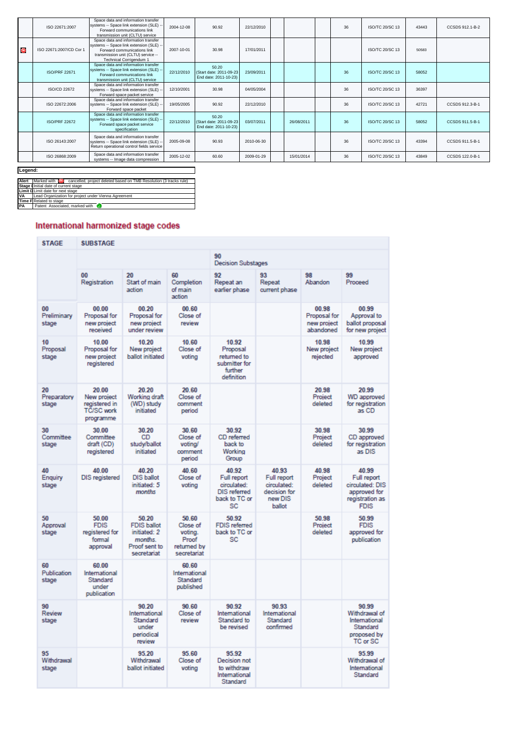| | | | | | | | | | | | | | |
|---|---|---|---|---|---|---|---|---|---|---|---|---|---|
| | ISO 22671:2007 | Space data and information transfer systems -- Space link extension (SLE) -- Forward communications link transmission unit (CLTU) service | 2004-12-08 | 90.92 | 22/12/2010 | | | | 36 | ISO/TC 20/SC 13 | 43443 | CCSDS 912.1-B-2 |
| | ISO 22671:2007/CD Cor 1 | Space data and information transfer systems -- Space link extension (SLE) -- Forward communications link transmission unit (CLTU) service -- Technical Corrigendum 1 | 2007-10-01 | 30.98 | 17/01/2011 | | | | | ISO/TC 20/SC 13 | 50583 | |
| | ISO/PRF 22671 | Space data and information transfer systems -- Space link extension (SLE) -- Forward communications link transmission unit (CLTU) service | 22/12/2010 | 50.20 (Start date: 2011-09-23 End date: 2011-10-23) | 23/09/2011 | | | | 36 | ISO/TC 20/SC 13 | 58052 | |
| | ISO/CD 22672 | Space data and information transfer systems -- Space link extension (SLE) -- Forward space packet service | 12/10/2001 | 30.98 | 04/05/2004 | | | | 36 | ISO/TC 20/SC 13 | 36397 | |
| | ISO 22672:2006 | Space data and information transfer systems -- Space link extension (SLE) -- Forward space packet | 19/05/2005 | 90.92 | 22/12/2010 | | | | 36 | ISO/TC 20/SC 13 | 42721 | CCSDS 912.3-B-1 |
| | ISO/PRF 22672 | Space data and information transfer systems -- Space link extension (SLE) -- Forward space packet service specification | 22/12/2010 | 50.20 (Start date: 2011-09-23 End date: 2011-10-23) | 03/07/2011 | | 26/08/2011 | | 36 | ISO/TC 20/SC 13 | 58052 | CCSDS 911.5-B-1 |
| | ISO 26143:2007 | Space data and information transfer systems -- Space link extension (SLE) -- Return operational control fields service | 2005-09-08 | 90.93 | 2010-06-30 | | | | 36 | ISO/TC 20/SC 13 | 43394 | CCSDS 911.5-B-1 |
| | ISO 26868:2009 | Space data and information transfer systems -- Image data compression | 2005-12-02 | 60.60 | 2009-01-29 | | 15/01/2014 | | 36 | ISO/TC 20/SC 13 | 43849 | CCSDS 122.0-B-1 |

**Legend:**

| | |
|---|---|
| **Alert** | Marked with cancelled, project deleted based on TMB Resolution (3 tracks rule) |
| **Stage D** | Initial date of current stage |
| **Limit D** | Limit date for next stage |
| **VA** | Lead Organization for project under Vienna Agreement |
| **Time F** | Related to stage |
| **PA** | Patent Associated, marked with |

## International harmonized stage codes

| STAGE | SUBSTAGE | | | | | | |
|---|---|---|---|---|---|---|---|
| | | | | 90 Decision Substages | | | |
| | 00 Registration | 20 Start of main action | 60 Completion of main action | 92 Repeat an earlier phase | 93 Repeat current phase | 98 Abandon | 99 Proceed |
| 00 Preliminary stage | 00.00 Proposal for new project received | 00.20 Proposal for new project under review | 00.60 Close of review | | | 00.98 Proposal for new project abandoned | 00.99 Approval to ballot proposal for new project |
| 10 Proposal stage | 10.00 Proposal for new project registered | 10.20 New project ballot initiated | 10.60 Close of voting | 10.92 Proposal returned to submitter for further definition | | 10.98 New project rejected | 10.99 New project approved |
| 20 Preparatory stage | 20.00 New project registered in TC/SC work programme | 20.20 Working draft (WD) study initiated | 20.60 Close of comment period | | | 20.98 Project deleted | 20.99 WD approved for registration as CD |
| 30 Committee stage | 30.00 Committee draft (CD) registered | 30.20 CD study/ballot initiated | 30.60 Close of voting/ comment period | 30.92 CD referred back to Working Group | | 30.98 Project deleted | 30.99 CD approved for registration as DIS |
| 40 Enquiry stage | 40.00 DIS registered | 40.20 DIS ballot initiated: *5 months* | 40.60 Close of voting | 40.92 Full report circulated: DIS referred back to TC or SC | 40.93 Full report circulated: decision for new DIS ballot | 40.98 Project deleted | 40.99 Full report circulated: DIS approved for registration as FDIS |
| 50 Approval stage | 50.00 FDIS registered for formal approval | 50.20 FDIS ballot initiated: 2 *months.* Proof sent to secretariat | 50.60 Close of voting. Proof returned by secretariat | 50.92 FDIS referred back to TC or SC | | 50.98 Project deleted | 50.99 FDIS approved for publication |
| 60 Publication stage | 60.00 International Standard under publication | | 60.60 International Standard published | | | | |
| 90 Review stage | | 90.20 International Standard under periodical review | 90.60 Close of review | 90.92 International Standard to be revised | 90.93 International Standard confirmed | | 90.99 Withdrawal of International Standard proposed by TC or SC |
| 95 Withdrawal stage | | 95.20 Withdrawal ballot initiated | 95.60 Close of voting | 95.92 Decision not to withdraw International Standard | | | 95.99 Withdrawal of International Standard |